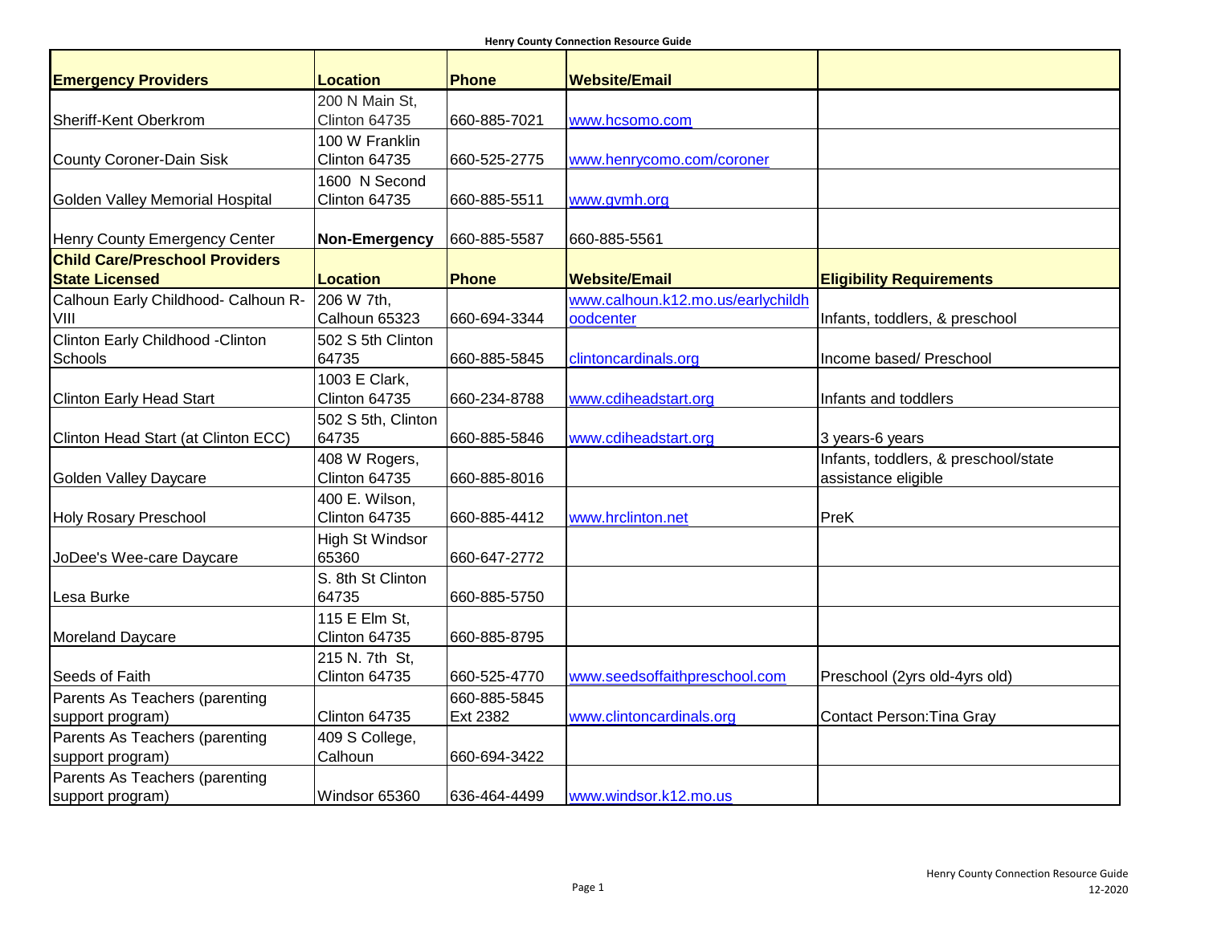# Henry County Connection Resource Guide

| Emergency Providers | Location | Phone | Website/Email | |
|---|---|---|---|---|
| Sheriff-Kent Oberkrom | 200 N Main St, Clinton 64735 | 660-885-7021 | www.hcsomo.com | |
| County Coroner-Dain Sisk | 100 W Franklin Clinton 64735 | 660-525-2775 | www.henrycomo.com/coroner | |
| Golden Valley Memorial Hospital | 1600 N Second Clinton 64735 | 660-885-5511 | www.gvmh.org | |
| Henry County Emergency Center | **Non-Emergency** | 660-885-5587 | 660-885-5561 | |
| **Child Care/Preschool Providers State Licensed** | **Location** | **Phone** | **Website/Email** | **Eligibility Requirements** |
| Calhoun Early Childhood- Calhoun R-VIII | 206 W 7th, Calhoun 65323 | 660-694-3344 | www.calhoun.k12.mo.us/earlychildhoodcenter | Infants, toddlers, & preschool |
| Clinton Early Childhood -Clinton Schools | 502 S 5th Clinton 64735 | 660-885-5845 | clintoncardinals.org | Income based/ Preschool |
| Clinton Early Head Start | 1003 E Clark, Clinton 64735 | 660-234-8788 | www.cdiheadstart.org | Infants and toddlers |
| Clinton Head Start (at Clinton ECC) | 502 S 5th, Clinton 64735 | 660-885-5846 | www.cdiheadstart.org | 3 years-6 years |
| Golden Valley Daycare | 408 W Rogers, Clinton 64735 | 660-885-8016 | | Infants, toddlers, & preschool/state assistance eligible |
| Holy Rosary Preschool | 400 E. Wilson, Clinton 64735 | 660-885-4412 | www.hrclinton.net | PreK |
| JoDee's Wee-care Daycare | High St Windsor 65360 | 660-647-2772 | | |
| Lesa Burke | S. 8th St Clinton 64735 | 660-885-5750 | | |
| Moreland Daycare | 115 E Elm St, Clinton 64735 | 660-885-8795 | | |
| Seeds of Faith | 215 N. 7th St, Clinton 64735 | 660-525-4770 | www.seedsoffaithpreschool.com | Preschool (2yrs old-4yrs old) |
| Parents As Teachers (parenting support program) | Clinton 64735 | 660-885-5845 Ext 2382 | www.clintoncardinals.org | Contact Person:Tina Gray |
| Parents As Teachers (parenting support program) | 409 S College, Calhoun | 660-694-3422 | | |
| Parents As Teachers (parenting support program) | Windsor 65360 | 636-464-4499 | www.windsor.k12.mo.us | |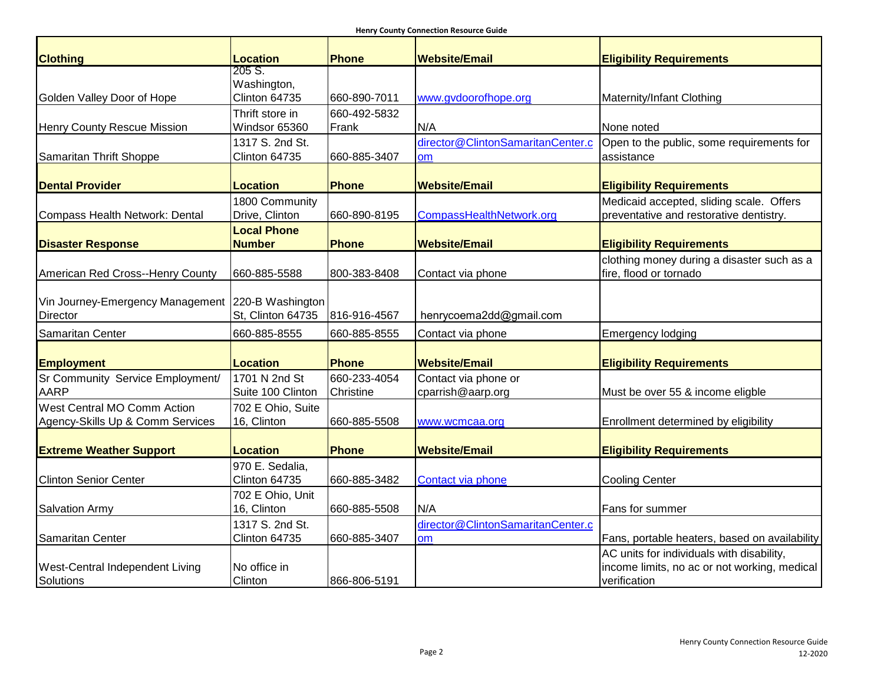| Clothing | Location | Phone | Website/Email | Eligibility Requirements |
|---|---|---|---|---|
| Golden Valley Door of Hope | 205 S. Washington, Clinton 64735 | 660-890-7011 | www.gvdoorofhope.org | Maternity/Infant Clothing |
| Henry County Rescue Mission | Thrift store in Windsor 65360 | 660-492-5832 Frank | N/A | None noted |
| Samaritan Thrift Shoppe | 1317 S. 2nd St. Clinton 64735 | 660-885-3407 | director@ClintonSamaritanCenter.com | Open to the public, some requirements for assistance |
| **Dental Provider** | **Location** | **Phone** | **Website/Email** | **Eligibility Requirements** |
| Compass Health Network: Dental | 1800 Community Drive, Clinton | 660-890-8195 | CompassHealthNetwork.org | Medicaid accepted, sliding scale. Offers preventative and restorative dentistry. |
| **Disaster Response** | **Local Phone Number** | **Phone** | **Website/Email** | **Eligibility Requirements** |
| American Red Cross--Henry County | 660-885-5588 | 800-383-8408 | Contact via phone | clothing money during a disaster such as a fire, flood or tornado |
| Vin Journey-Emergency Management Director | 220-B Washington St, Clinton 64735 | 816-916-4567 | henrycoema2dd@gmail.com | |
| Samaritan Center | 660-885-8555 | 660-885-8555 | Contact via phone | Emergency lodging |
| **Employment** | **Location** | **Phone** | **Website/Email** | **Eligibility Requirements** |
| Sr Community Service Employment/ AARP | 1701 N 2nd St Suite 100 Clinton | 660-233-4054 Christine | Contact via phone or cparrish@aarp.org | Must be over 55 & income eligble |
| West Central MO Comm Action Agency-Skills Up & Comm Services | 702 E Ohio, Suite 16, Clinton | 660-885-5508 | www.wcmcaa.org | Enrollment determined by eligibility |
| **Extreme Weather Support** | **Location** | **Phone** | **Website/Email** | **Eligibility Requirements** |
| Clinton Senior Center | 970 E. Sedalia, Clinton 64735 | 660-885-3482 | Contact via phone | Cooling Center |
| Salvation Army | 702 E Ohio, Unit 16, Clinton | 660-885-5508 | N/A | Fans for summer |
| Samaritan Center | 1317 S. 2nd St. Clinton 64735 | 660-885-3407 | director@ClintonSamaritanCenter.com | Fans, portable heaters, based on availability |
| West-Central Independent Living Solutions | No office in Clinton | 866-806-5191 | | AC units for individuals with disability, income limits, no ac or not working, medical verification |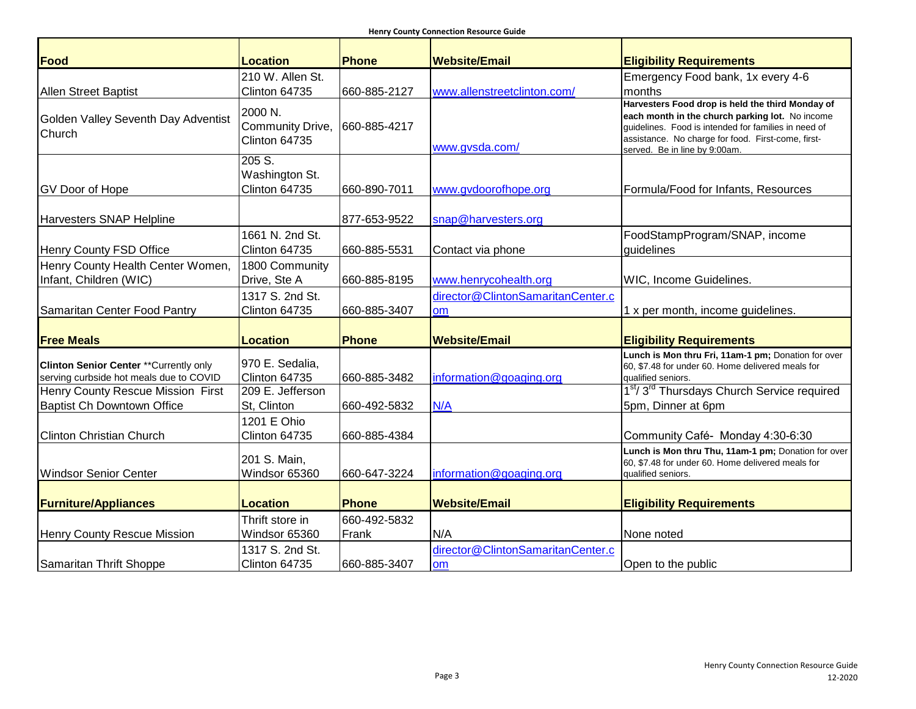| Food | Location | Phone | Website/Email | Eligibility Requirements |
|---|---|---|---|---|
| Allen Street Baptist | 210 W. Allen St. Clinton 64735 | 660-885-2127 | www.allenstreetclinton.com/ | Emergency Food bank, 1x every 4-6 months |
| Golden Valley Seventh Day Adventist Church | 2000 N. Community Drive, Clinton 64735 | 660-885-4217 | www.gvsda.com/ | **Harvesters Food drop is held the third Monday of each month in the church parking lot.** No income guidelines. Food is intended for families in need of assistance. No charge for food. First-come, first-served. Be in line by 9:00am. |
| GV Door of Hope | 205 S. Washington St. Clinton 64735 | 660-890-7011 | www.gvdoorofhope.org | Formula/Food for Infants, Resources |
| Harvesters SNAP Helpline | | 877-653-9522 | snap@harvesters.org | |
| Henry County FSD Office | 1661 N. 2nd St. Clinton 64735 | 660-885-5531 | Contact via phone | FoodStampProgram/SNAP, income guidelines |
| Henry County Health Center Women, Infant, Children (WIC) | 1800 Community Drive, Ste A | 660-885-8195 | www.henrycohealth.org | WIC, Income Guidelines. |
| Samaritan Center Food Pantry | 1317 S. 2nd St. Clinton 64735 | 660-885-3407 | director@ClintonSamaritanCenter.com | 1 x per month, income guidelines. |
| **Free Meals** | **Location** | **Phone** | **Website/Email** | **Eligibility Requirements** |
| **Clinton Senior Center** **Currently only serving curbside hot meals due to COVID | 970 E. Sedalia, Clinton 64735 | 660-885-3482 | information@goaging.org | **Lunch is Mon thru Fri, 11am-1 pm;** Donation for over 60, $7.48 for under 60. Home delivered meals for qualified seniors. |
| Henry County Rescue Mission First Baptist Ch Downtown Office | 209 E. Jefferson St, Clinton | 660-492-5832 | N/A | 1st/ 3rd Thursdays Church Service required 5pm, Dinner at 6pm |
| Clinton Christian Church | 1201 E Ohio Clinton 64735 | 660-885-4384 | | Community Café- Monday 4:30-6:30 |
| Windsor Senior Center | 201 S. Main, Windsor 65360 | 660-647-3224 | information@goaging.org | **Lunch is Mon thru Thu, 11am-1 pm;** Donation for over 60, $7.48 for under 60. Home delivered meals for qualified seniors. |
| **Furniture/Appliances** | **Location** | **Phone** | **Website/Email** | **Eligibility Requirements** |
| Henry County Rescue Mission | Thrift store in Windsor 65360 | 660-492-5832 Frank | N/A | None noted |
| Samaritan Thrift Shoppe | 1317 S. 2nd St. Clinton 64735 | 660-885-3407 | director@ClintonSamaritanCenter.com | Open to the public |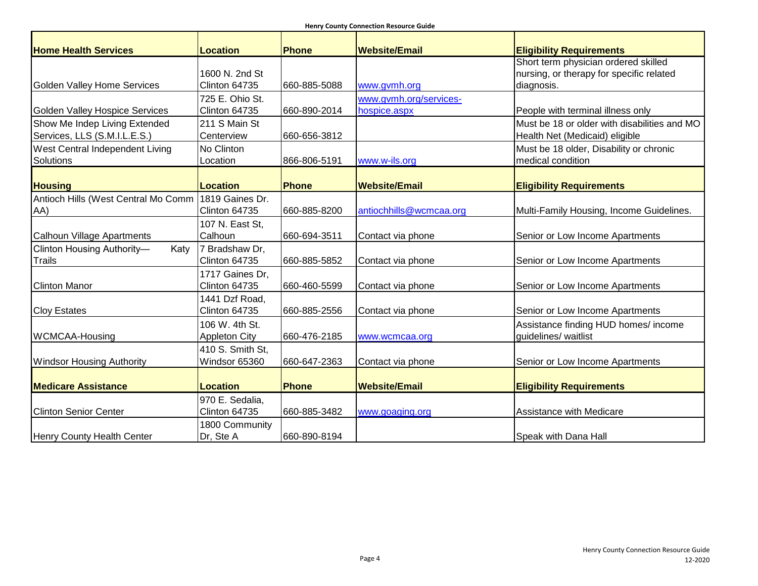| Home Health Services | Location | Phone | Website/Email | Eligibility Requirements |
| --- | --- | --- | --- | --- |
| Golden Valley Home Services | 1600 N. 2nd St Clinton 64735 | 660-885-5088 | www.gvmh.org | Short term physician ordered skilled nursing, or therapy for specific related diagnosis. |
| Golden Valley Hospice Services | 725 E. Ohio St. Clinton 64735 | 660-890-2014 | www.gvmh.org/services-hospice.aspx | People with terminal illness only |
| Show Me Indep Living Extended Services, LLS (S.M.I.L.E.S.) | 211 S Main St Centerview | 660-656-3812 | | Must be 18 or older with disabilities and MO Health Net (Medicaid) eligible |
| West Central Independent Living Solutions | No Clinton Location | 866-806-5191 | www.w-ils.org | Must be 18 older, Disability or chronic medical condition |
| **Housing** | **Location** | **Phone** | **Website/Email** | **Eligibility Requirements** |
| Antioch Hills (West Central Mo Comm AA) | 1819 Gaines Dr. Clinton 64735 | 660-885-8200 | antiochhills@wcmcaa.org | Multi-Family Housing, Income Guidelines. |
| Calhoun Village Apartments | 107 N. East St, Calhoun | 660-694-3511 | Contact via phone | Senior or Low Income Apartments |
| Clinton Housing Authority— Katy Trails | 7 Bradshaw Dr, Clinton 64735 | 660-885-5852 | Contact via phone | Senior or Low Income Apartments |
| Clinton Manor | 1717 Gaines Dr, Clinton 64735 | 660-460-5599 | Contact via phone | Senior or Low Income Apartments |
| Cloy Estates | 1441 Dzf Road, Clinton 64735 | 660-885-2556 | Contact via phone | Senior or Low Income Apartments |
| WCMCAA-Housing | 106 W. 4th St. Appleton City | 660-476-2185 | www.wcmcaa.org | Assistance finding HUD homes/ income guidelines/ waitlist |
| Windsor Housing Authority | 410 S. Smith St, Windsor 65360 | 660-647-2363 | Contact via phone | Senior or Low Income Apartments |
| **Medicare Assistance** | **Location** | **Phone** | **Website/Email** | **Eligibility Requirements** |
| Clinton Senior Center | 970 E. Sedalia, Clinton 64735 | 660-885-3482 | www.goaging.org | Assistance with Medicare |
| Henry County Health Center | 1800 Community Dr, Ste A | 660-890-8194 | | Speak with Dana Hall |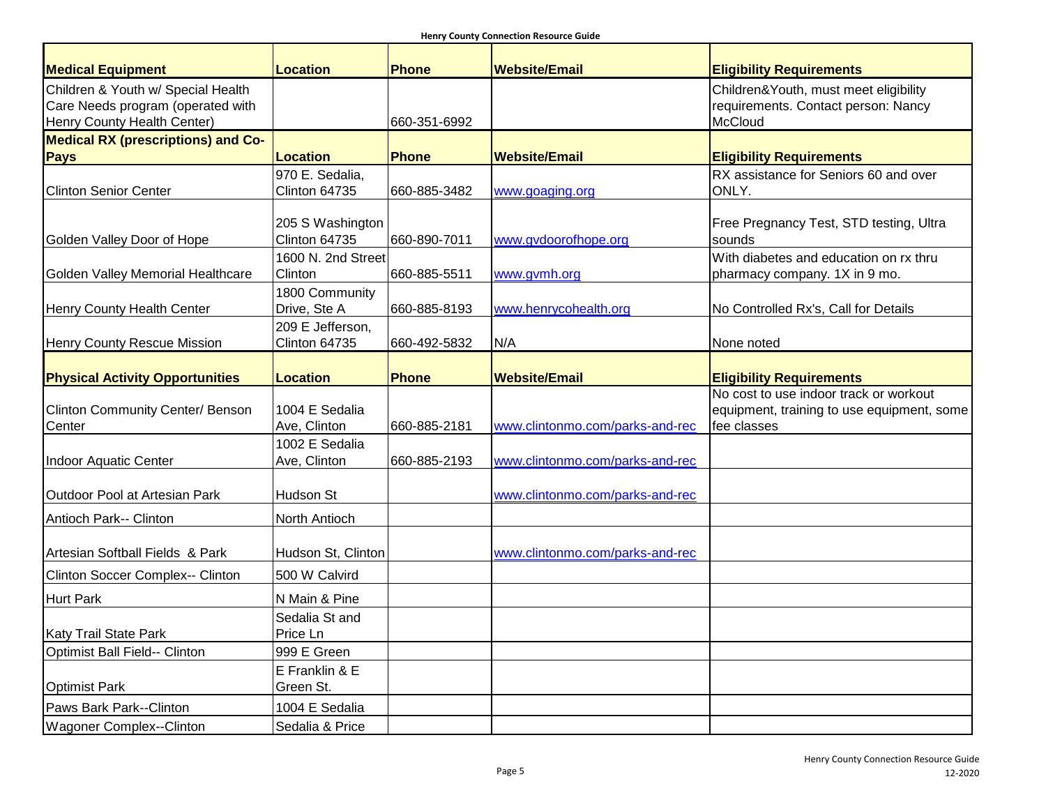| Medical Equipment | Location | Phone | Website/Email | Eligibility Requirements |
|---|---|---|---|---|
| Children & Youth w/ Special Health Care Needs program (operated with Henry County Health Center) | | 660-351-6992 | | Children&Youth, must meet eligibility requirements. Contact person: Nancy McCloud |
| **Medical RX (prescriptions) and Co-Pays** | **Location** | **Phone** | **Website/Email** | **Eligibility Requirements** |
| Clinton Senior Center | 970 E. Sedalia, Clinton 64735 | 660-885-3482 | www.goaging.org | RX assistance for Seniors 60 and over ONLY. |
| Golden Valley Door of Hope | 205 S Washington Clinton 64735 | 660-890-7011 | www.gvdoorofhope.org | Free Pregnancy Test, STD testing, Ultra sounds |
| Golden Valley Memorial Healthcare | 1600 N. 2nd Street Clinton | 660-885-5511 | www.gvmh.org | With diabetes and education on rx thru pharmacy company. 1X in 9 mo. |
| Henry County Health Center | 1800 Community Drive, Ste A | 660-885-8193 | www.henrycohealth.org | No Controlled Rx's, Call for Details |
| Henry County Rescue Mission | 209 E Jefferson, Clinton 64735 | 660-492-5832 | N/A | None noted |
| **Physical Activity Opportunities** | **Location** | **Phone** | **Website/Email** | **Eligibility Requirements** |
| Clinton Community Center/ Benson Center | 1004 E Sedalia Ave, Clinton | 660-885-2181 | www.clintonmo.com/parks-and-rec | No cost to use indoor track or workout equipment, training to use equipment, some fee classes |
| Indoor Aquatic Center | 1002 E Sedalia Ave, Clinton | 660-885-2193 | www.clintonmo.com/parks-and-rec | |
| Outdoor Pool at Artesian Park | Hudson St | | www.clintonmo.com/parks-and-rec | |
| Antioch Park-- Clinton | North Antioch | | | |
| Artesian Softball Fields & Park | Hudson St, Clinton | | www.clintonmo.com/parks-and-rec | |
| Clinton Soccer Complex-- Clinton | 500 W Calvird | | | |
| Hurt Park | N Main & Pine | | | |
| Katy Trail State Park | Sedalia St and Price Ln | | | |
| Optimist Ball Field-- Clinton | 999 E Green | | | |
| Optimist Park | E Franklin & E Green St. | | | |
| Paws Bark Park--Clinton | 1004 E Sedalia | | | |
| Wagoner Complex--Clinton | Sedalia & Price | | | |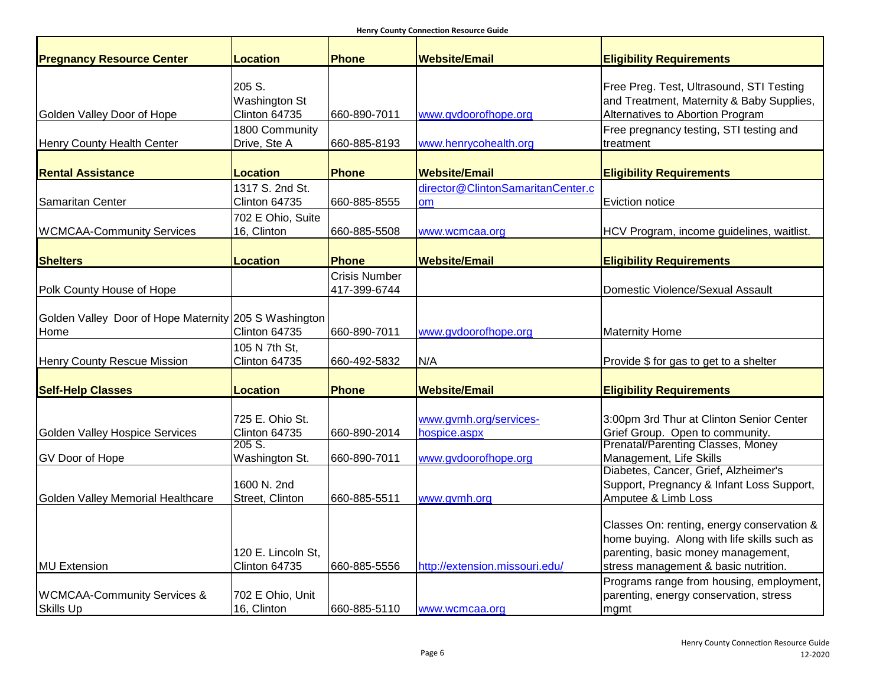| Pregnancy Resource Center | Location | Phone | Website/Email | Eligibility Requirements |
|---|---|---|---|---|
| Golden Valley Door of Hope | 205 S. Washington St Clinton 64735 | 660-890-7011 | www.gvdoorofhope.org | Free Preg. Test, Ultrasound, STI Testing and Treatment, Maternity & Baby Supplies, Alternatives to Abortion Program |
| Henry County Health Center | 1800 Community Drive, Ste A | 660-885-8193 | www.henrycohealth.org | Free pregnancy testing, STI testing and treatment |
| **Rental Assistance** | **Location** | **Phone** | **Website/Email** | **Eligibility Requirements** |
| Samaritan Center | 1317 S. 2nd St. Clinton 64735 | 660-885-8555 | director@ClintonSamaritanCenter.com | Eviction notice |
| WCMCAA-Community Services | 702 E Ohio, Suite 16, Clinton | 660-885-5508 | www.wcmcaa.org | HCV Program, income guidelines, waitlist. |
| **Shelters** | **Location** | **Phone** | **Website/Email** | **Eligibility Requirements** |
| Polk County House of Hope | | Crisis Number 417-399-6744 | | Domestic Violence/Sexual Assault |
| Golden Valley Door of Hope Maternity Home | 205 S Washington Clinton 64735 | 660-890-7011 | www.gvdoorofhope.org | Maternity Home |
| Henry County Rescue Mission | 105 N 7th St, Clinton 64735 | 660-492-5832 | N/A | Provide $ for gas to get to a shelter |
| **Self-Help Classes** | **Location** | **Phone** | **Website/Email** | **Eligibility Requirements** |
| Golden Valley Hospice Services | 725 E. Ohio St. Clinton 64735 | 660-890-2014 | www.gvmh.org/services-hospice.aspx | 3:00pm 3rd Thur at Clinton Senior Center Grief Group. Open to community. |
| GV Door of Hope | 205 S. Washington St. | 660-890-7011 | www.gvdoorofhope.org | Prenatal/Parenting Classes, Money Management, Life Skills |
| Golden Valley Memorial Healthcare | 1600 N. 2nd Street, Clinton | 660-885-5511 | www.gvmh.org | Diabetes, Cancer, Grief, Alzheimer's Support, Pregnancy & Infant Loss Support, Amputee & Limb Loss |
| MU Extension | 120 E. Lincoln St, Clinton 64735 | 660-885-5556 | http://extension.missouri.edu/ | Classes On: renting, energy conservation & home buying. Along with life skills such as parenting, basic money management, stress management & basic nutrition. |
| WCMCAA-Community Services & Skills Up | 702 E Ohio, Unit 16, Clinton | 660-885-5110 | www.wcmcaa.org | Programs range from housing, employment, parenting, energy conservation, stress mgmt |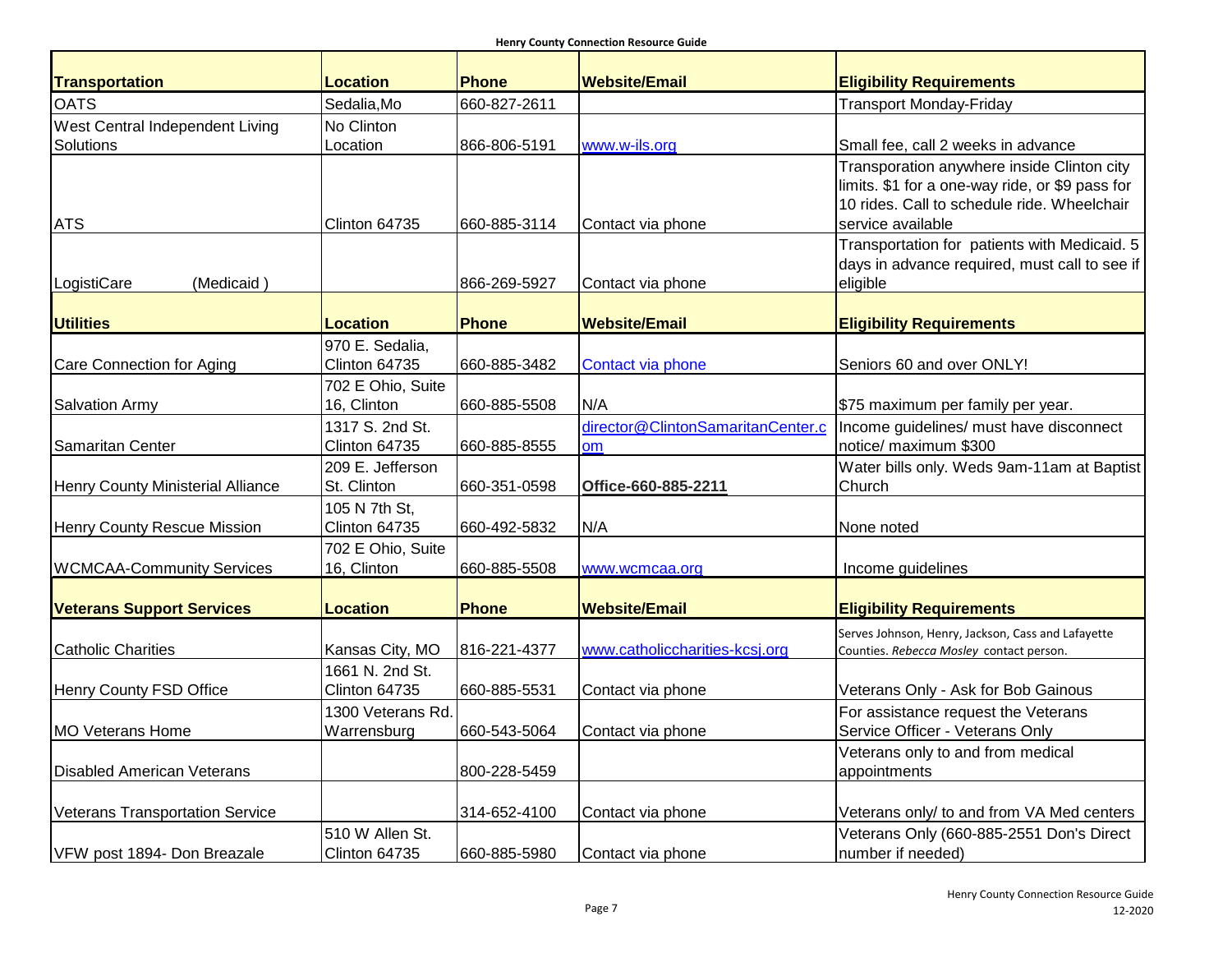| Transportation | Location | Phone | Website/Email | Eligibility Requirements |
|---|---|---|---|---|
| OATS | Sedalia,Mo | 660-827-2611 | | Transport Monday-Friday |
| West Central Independent Living Solutions | No Clinton Location | 866-806-5191 | www.w-ils.org | Small fee, call 2 weeks in advance |
| ATS | Clinton 64735 | 660-885-3114 | Contact via phone | Transporation anywhere inside Clinton city limits. $1 for a one-way ride, or $9 pass for 10 rides. Call to schedule ride. Wheelchair service available |
| LogistiCare (Medicaid ) | | 866-269-5927 | Contact via phone | Transportation for patients with Medicaid. 5 days in advance required, must call to see if eligible |
| **Utilities** | **Location** | **Phone** | **Website/Email** | **Eligibility Requirements** |
| Care Connection for Aging | 970 E. Sedalia, Clinton 64735 | 660-885-3482 | Contact via phone | Seniors 60 and over ONLY! |
| Salvation Army | 702 E Ohio, Suite 16, Clinton | 660-885-5508 | N/A | $75 maximum per family per year. |
| Samaritan Center | 1317 S. 2nd St. Clinton 64735 | 660-885-8555 | director@ClintonSamaritanCenter.com | Income guidelines/ must have disconnect notice/ maximum $300 |
| Henry County Ministerial Alliance | 209 E. Jefferson St. Clinton | 660-351-0598 | Office-660-885-2211 | Water bills only. Weds 9am-11am at Baptist Church |
| Henry County Rescue Mission | 105 N 7th St, Clinton 64735 | 660-492-5832 | N/A | None noted |
| WCMCAA-Community Services | 702 E Ohio, Suite 16, Clinton | 660-885-5508 | www.wcmcaa.org | Income guidelines |
| **Veterans Support Services** | **Location** | **Phone** | **Website/Email** | **Eligibility Requirements** |
| Catholic Charities | Kansas City, MO | 816-221-4377 | www.catholiccharities-kcsj.org | Serves Johnson, Henry, Jackson, Cass and Lafayette Counties. *Rebecca Mosley* contact person. |
| Henry County FSD Office | 1661 N. 2nd St. Clinton 64735 | 660-885-5531 | Contact via phone | Veterans Only - Ask for Bob Gainous |
| MO Veterans Home | 1300 Veterans Rd. Warrensburg | 660-543-5064 | Contact via phone | For assistance request the Veterans Service Officer - Veterans Only |
| Disabled American Veterans | | 800-228-5459 | | Veterans only to and from medical appointments |
| Veterans Transportation Service | | 314-652-4100 | Contact via phone | Veterans only/ to and from VA Med centers |
| VFW post 1894- Don Breazale | 510 W Allen St. Clinton 64735 | 660-885-5980 | Contact via phone | Veterans Only (660-885-2551 Don's Direct number if needed) |